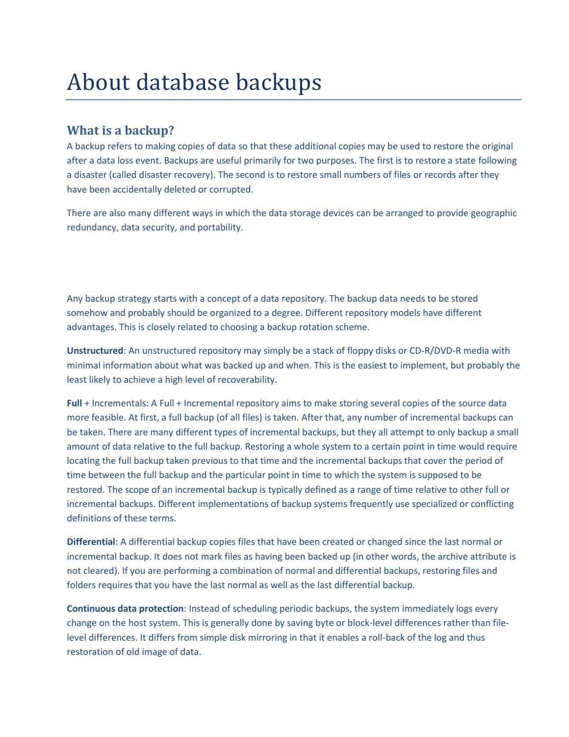# About database backups

## What is a backup?

A backup refers to making copies of data so that these additional copies may be used to restore the original after a data loss event. Backups are useful primarily for two purposes. The first is to restore a state following a disaster (called disaster recovery). The second is to restore small numbers of files or records after they have been accidentally deleted or corrupted.

There are also many different ways in which the data storage devices can be arranged to provide geographic redundancy, data security, and portability.

Any backup strategy starts with a concept of a data repository. The backup data needs to be stored somehow and probably should be organized to a degree. Different repository models have different advantages. This is closely related to choosing a backup rotation scheme.

**Unstructured**: An unstructured repository may simply be a stack of floppy disks or CD-R/DVD-R media with minimal information about what was backed up and when. This is the easiest to implement, but probably the least likely to achieve a high level of recoverability.

**Full** + Incrementals: A Full + Incremental repository aims to make storing several copies of the source data more feasible. At first, a full backup (of all files) is taken. After that, any number of incremental backups can be taken. There are many different types of incremental backups, but they all attempt to only backup a small amount of data relative to the full backup. Restoring a whole system to a certain point in time would require locating the full backup taken previous to that time and the incremental backups that cover the period of time between the full backup and the particular point in time to which the system is supposed to be restored. The scope of an incremental backup is typically defined as a range of time relative to other full or incremental backups. Different implementations of backup systems frequently use specialized or conflicting definitions of these terms.

**Differential**: A differential backup copies files that have been created or changed since the last normal or incremental backup. It does not mark files as having been backed up (in other words, the archive attribute is not cleared). If you are performing a combination of normal and differential backups, restoring files and folders requires that you have the last normal as well as the last differential backup.

**Continuous data protection**: Instead of scheduling periodic backups, the system immediately logs every change on the host system. This is generally done by saving byte or block-level differences rather than file-level differences. It differs from simple disk mirroring in that it enables a roll-back of the log and thus restoration of old image of data.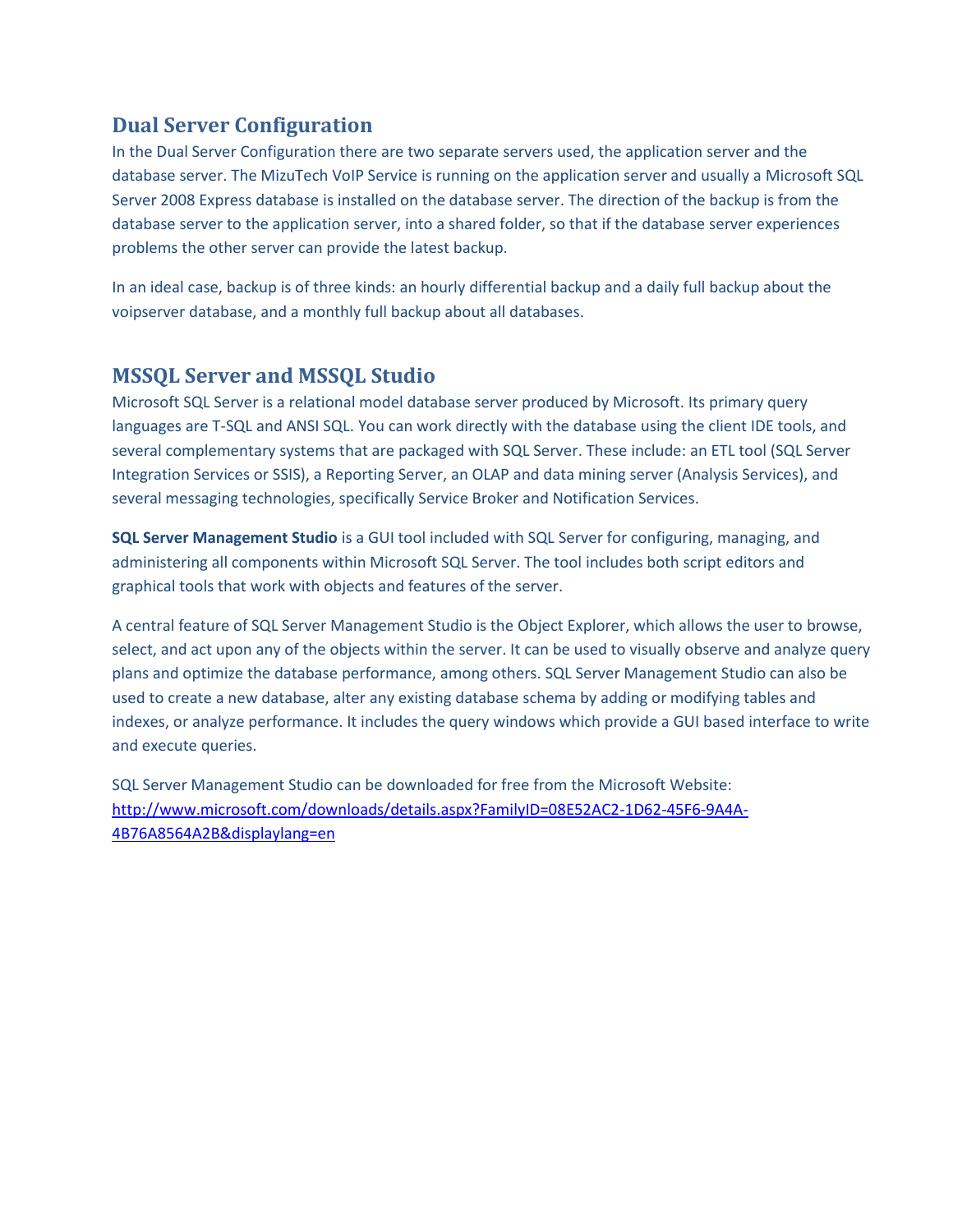## Dual Server Configuration

In the Dual Server Configuration there are two separate servers used, the application server and the database server. The MizuTech VoIP Service is running on the application server and usually a Microsoft SQL Server 2008 Express database is installed on the database server. The direction of the backup is from the database server to the application server, into a shared folder, so that if the database server experiences problems the other server can provide the latest backup.

In an ideal case, backup is of three kinds: an hourly differential backup and a daily full backup about the voipserver database, and a monthly full backup about all databases.

## MSSQL Server and MSSQL Studio

Microsoft SQL Server is a relational model database server produced by Microsoft. Its primary query languages are T-SQL and ANSI SQL. You can work directly with the database using the client IDE tools, and several complementary systems that are packaged with SQL Server. These include: an ETL tool (SQL Server Integration Services or SSIS), a Reporting Server, an OLAP and data mining server (Analysis Services), and several messaging technologies, specifically Service Broker and Notification Services.

**SQL Server Management Studio** is a GUI tool included with SQL Server for configuring, managing, and administering all components within Microsoft SQL Server. The tool includes both script editors and graphical tools that work with objects and features of the server.

A central feature of SQL Server Management Studio is the Object Explorer, which allows the user to browse, select, and act upon any of the objects within the server. It can be used to visually observe and analyze query plans and optimize the database performance, among others. SQL Server Management Studio can also be used to create a new database, alter any existing database schema by adding or modifying tables and indexes, or analyze performance. It includes the query windows which provide a GUI based interface to write and execute queries.

SQL Server Management Studio can be downloaded for free from the Microsoft Website: [http://www.microsoft.com/downloads/details.aspx?FamilyID=08E52AC2-1D62-45F6-9A4A-4B76A8564A2B&displaylang=en](http://www.microsoft.com/downloads/details.aspx?FamilyID=08E52AC2-1D62-45F6-9A4A-4B76A8564A2B&displaylang=en)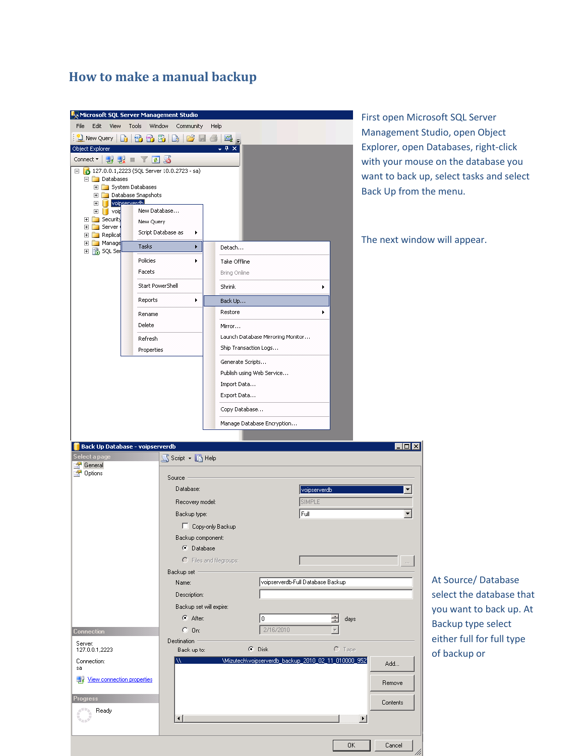## How to make a manual backup

First open Microsoft SQL Server Management Studio, open Object Explorer, open Databases, right-click with your mouse on the database you want to back up, select tasks and select Back Up from the menu.

The next window will appear.

At Source/ Database select the database that you want to back up. At Backup type select either full for full type of backup or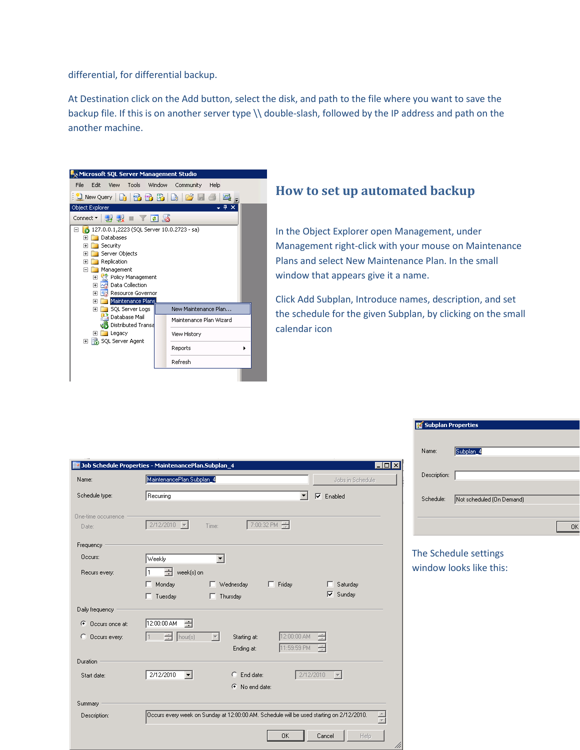differential, for differential backup.

At Destination click on the Add button, select the disk, and path to the file where you want to save the backup file. If this is on another server type \\ double-slash, followed by the IP address and path on the another machine.

## How to set up automated backup

In the Object Explorer open Management, under Management right-click with your mouse on Maintenance Plans and select New Maintenance Plan. In the small window that appears give it a name.

Click Add Subplan, Introduce names, description, and set the schedule for the given Subplan, by clicking on the small calendar icon

The Schedule settings window looks like this: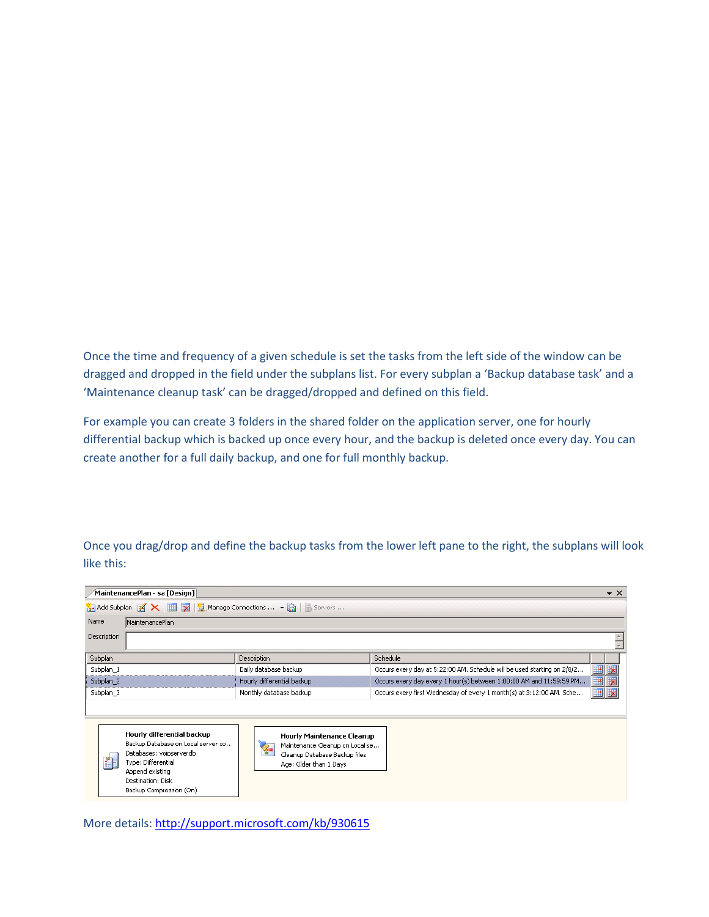Once the time and frequency of a given schedule is set the tasks from the left side of the window can be dragged and dropped in the field under the subplans list. For every subplan a 'Backup database task' and a 'Maintenance cleanup task' can be dragged/dropped and defined on this field.

For example you can create 3 folders in the shared folder on the application server, one for hourly differential backup which is backed up once every hour, and the backup is deleted once every day. You can create another for a full daily backup, and one for full monthly backup.

Once you drag/drop and define the backup tasks from the lower left pane to the right, the subplans will look like this:

MaintenancePlan - sa [Design]

Add Subplan | Manage Connections ... | Servers ...

Name: MaintenancePlan

Description:

| Subplan | Desciption | Schedule |
|---|---|---|
| Subplan_1 | Daily database backup | Occurs every day at 5:22:00 AM. Schedule will be used starting on 2/8/2... |
| Subplan_2 | Hourly differential backup | Occurs every day every 1 hour(s) between 1:00:00 AM and 11:59:59 PM... |
| Subplan_3 | Monthly database backup | Occurs every first Wednesday of every 1 month(s) at 3:12:00 AM. Sche... |

**Hourly differential backup**
Backup Database on Local server co...
Databases: voipserverdb
Type: Differential
Append existing
Destination: Disk
Backup Compression (On)

**Hourly Maintenance Cleanup**
Maintenance Cleanup on Local se...
Cleanup Database Backup files
Age: Older than 1 Days

More details: [http://support.microsoft.com/kb/930615](http://support.microsoft.com/kb/930615)